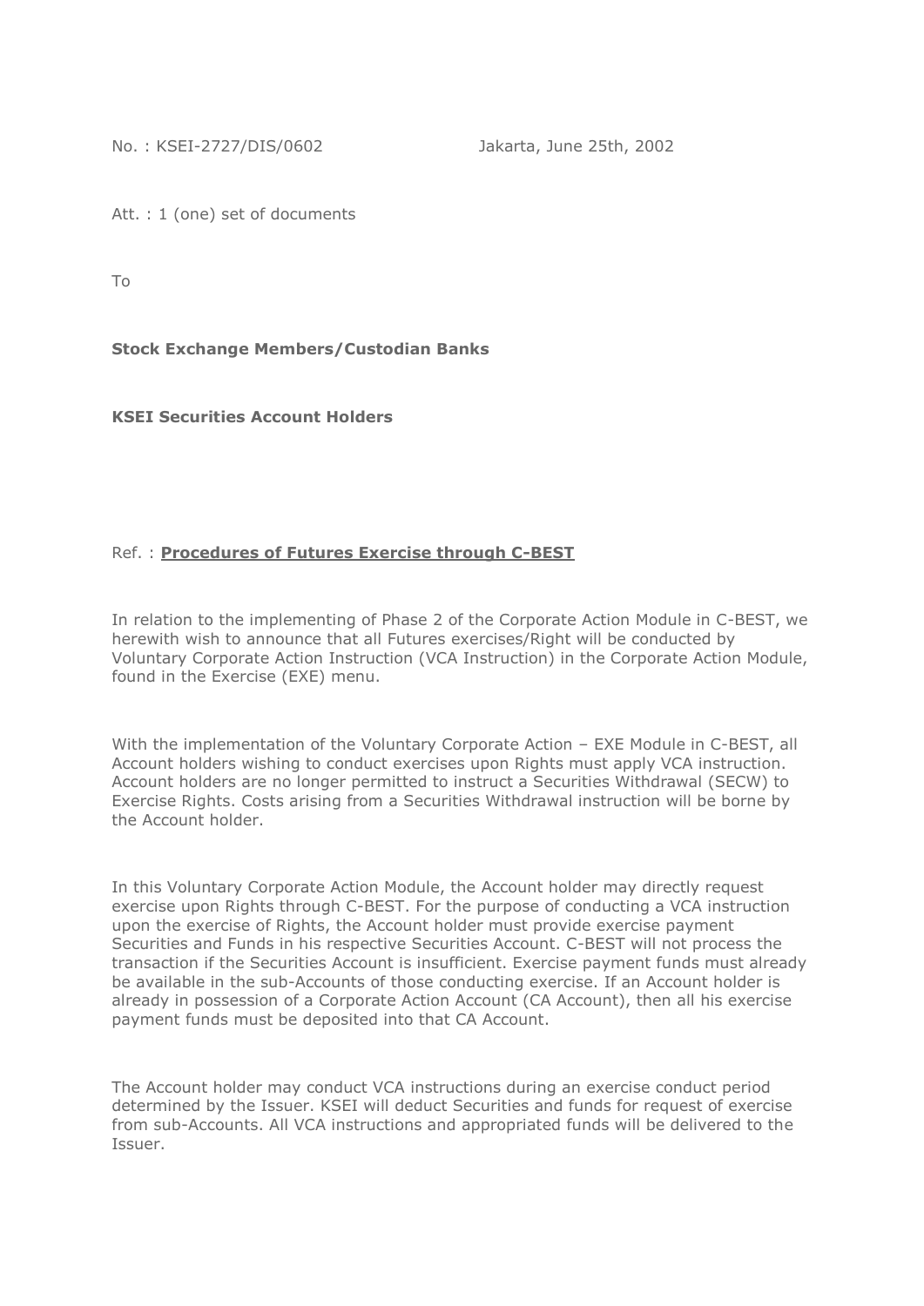No. : KSEI-2727/DIS/0602 Jakarta, June 25th, 2002

Att. : 1 (one) set of documents

To

**Stock Exchange Members/Custodian Banks**

**KSEI Securities Account Holders**

Ref. : **Procedures of Futures Exercise through C-BEST**

In relation to the implementing of Phase 2 of the Corporate Action Module in C-BEST, we herewith wish to announce that all Futures exercises/Right will be conducted by Voluntary Corporate Action Instruction (VCA Instruction) in the Corporate Action Module, found in the Exercise (EXE) menu.

With the implementation of the Voluntary Corporate Action – EXE Module in C-BEST, all Account holders wishing to conduct exercises upon Rights must apply VCA instruction. Account holders are no longer permitted to instruct a Securities Withdrawal (SECW) to Exercise Rights. Costs arising from a Securities Withdrawal instruction will be borne by the Account holder.

In this Voluntary Corporate Action Module, the Account holder may directly request exercise upon Rights through C-BEST. For the purpose of conducting a VCA instruction upon the exercise of Rights, the Account holder must provide exercise payment Securities and Funds in his respective Securities Account. C-BEST will not process the transaction if the Securities Account is insufficient. Exercise payment funds must already be available in the sub-Accounts of those conducting exercise. If an Account holder is already in possession of a Corporate Action Account (CA Account), then all his exercise payment funds must be deposited into that CA Account.

The Account holder may conduct VCA instructions during an exercise conduct period determined by the Issuer. KSEI will deduct Securities and funds for request of exercise from sub-Accounts. All VCA instructions and appropriated funds will be delivered to the Issuer.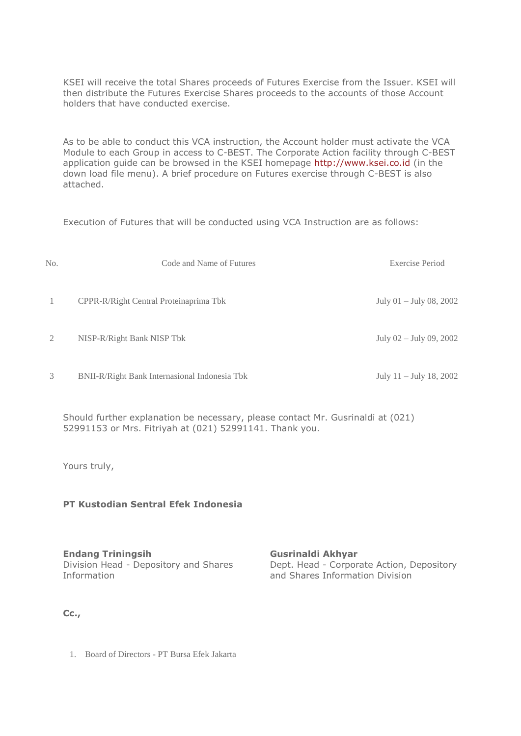KSEI will receive the total Shares proceeds of Futures Exercise from the Issuer. KSEI will then distribute the Futures Exercise Shares proceeds to the accounts of those Account holders that have conducted exercise.

As to be able to conduct this VCA instruction, the Account holder must activate the VCA Module to each Group in access to C-BEST. The Corporate Action facility through C-BEST application guide can be browsed in the KSEI homepage http://www.ksei.co.id (in the down load file menu). A brief procedure on Futures exercise through C-BEST is also attached.

Execution of Futures that will be conducted using VCA Instruction are as follows:

| No. | Code and Name of Futures | Exercise Period |
| --- | --- | --- |
| 1 | CPPR-R/Right Central Proteinaprima Tbk | July 01 – July 08, 2002 |
| 2 | NISP-R/Right Bank NISP Tbk | July 02 – July 09, 2002 |
| 3 | BNII-R/Right Bank Internasional Indonesia Tbk | July 11 – July 18, 2002 |

Should further explanation be necessary, please contact Mr. Gusrinaldi at (021) 52991153 or Mrs. Fitriyah at (021) 52991141. Thank you.

Yours truly,

**PT Kustodian Sentral Efek Indonesia**

**Endang Triningsih**
Division Head - Depository and Shares Information

**Gusrinaldi Akhyar**
Dept. Head - Corporate Action, Depository and Shares Information Division

**Cc.,**

1. Board of Directors - PT Bursa Efek Jakarta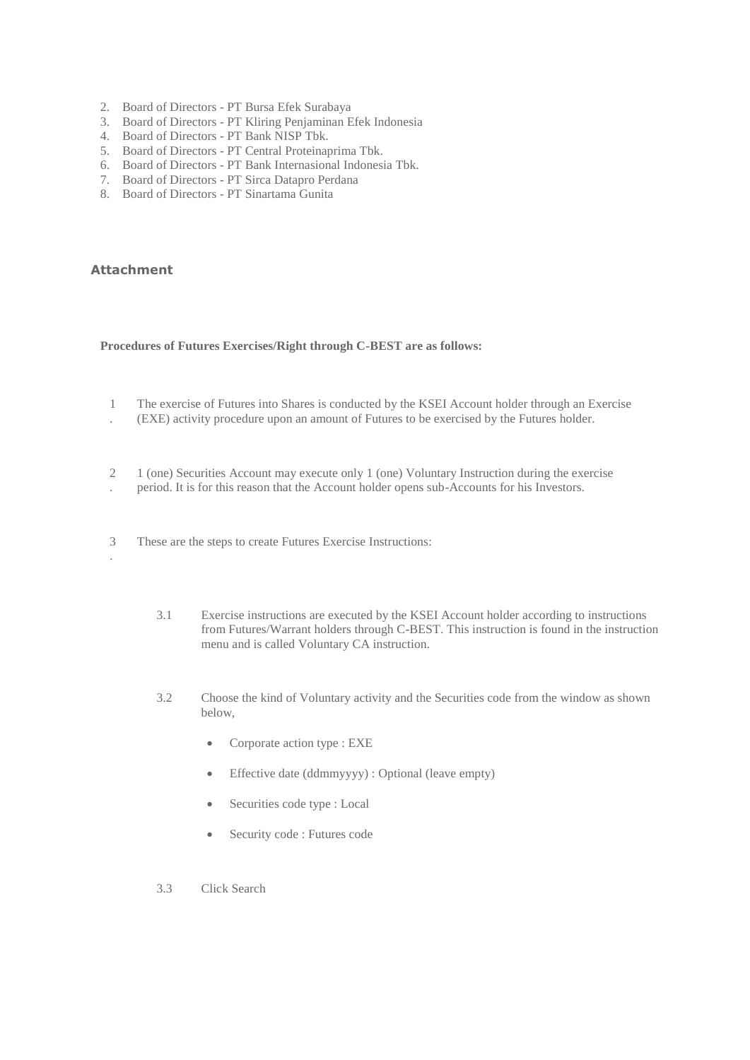2. Board of Directors - PT Bursa Efek Surabaya
3. Board of Directors - PT Kliring Penjaminan Efek Indonesia
4. Board of Directors - PT Bank NISP Tbk.
5. Board of Directors - PT Central Proteinaprima Tbk.
6. Board of Directors - PT Bank Internasional Indonesia Tbk.
7. Board of Directors - PT Sirca Datapro Perdana
8. Board of Directors - PT Sinartama Gunita

**Attachment**

**Procedures of Futures Exercises/Right through C-BEST are as follows:**

1. The exercise of Futures into Shares is conducted by the KSEI Account holder through an Exercise (EXE) activity procedure upon an amount of Futures to be exercised by the Futures holder.

2. 1 (one) Securities Account may execute only 1 (one) Voluntary Instruction during the exercise period. It is for this reason that the Account holder opens sub-Accounts for his Investors.

3. These are the steps to create Futures Exercise Instructions:

   3.1 Exercise instructions are executed by the KSEI Account holder according to instructions from Futures/Warrant holders through C-BEST. This instruction is found in the instruction menu and is called Voluntary CA instruction.

   3.2 Choose the kind of Voluntary activity and the Securities code from the window as shown below,

   - Corporate action type : EXE
   - Effective date (ddmmyyyy) : Optional (leave empty)
   - Securities code type : Local
   - Security code : Futures code

   3.3 Click Search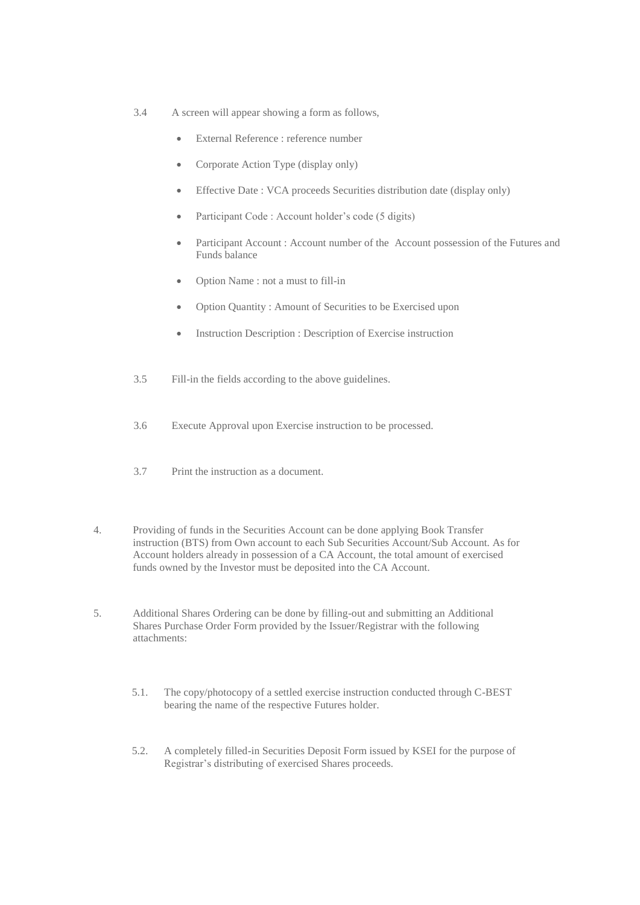3.4 A screen will appear showing a form as follows,

- External Reference : reference number
- Corporate Action Type (display only)
- Effective Date : VCA proceeds Securities distribution date (display only)
- Participant Code : Account holder's code (5 digits)
- Participant Account : Account number of the Account possession of the Futures and Funds balance
- Option Name : not a must to fill-in
- Option Quantity : Amount of Securities to be Exercised upon
- Instruction Description : Description of Exercise instruction

3.5 Fill-in the fields according to the above guidelines.

3.6 Execute Approval upon Exercise instruction to be processed.

3.7 Print the instruction as a document.

4. Providing of funds in the Securities Account can be done applying Book Transfer instruction (BTS) from Own account to each Sub Securities Account/Sub Account. As for Account holders already in possession of a CA Account, the total amount of exercised funds owned by the Investor must be deposited into the CA Account.

5. Additional Shares Ordering can be done by filling-out and submitting an Additional Shares Purchase Order Form provided by the Issuer/Registrar with the following attachments:

5.1. The copy/photocopy of a settled exercise instruction conducted through C-BEST bearing the name of the respective Futures holder.

5.2. A completely filled-in Securities Deposit Form issued by KSEI for the purpose of Registrar's distributing of exercised Shares proceeds.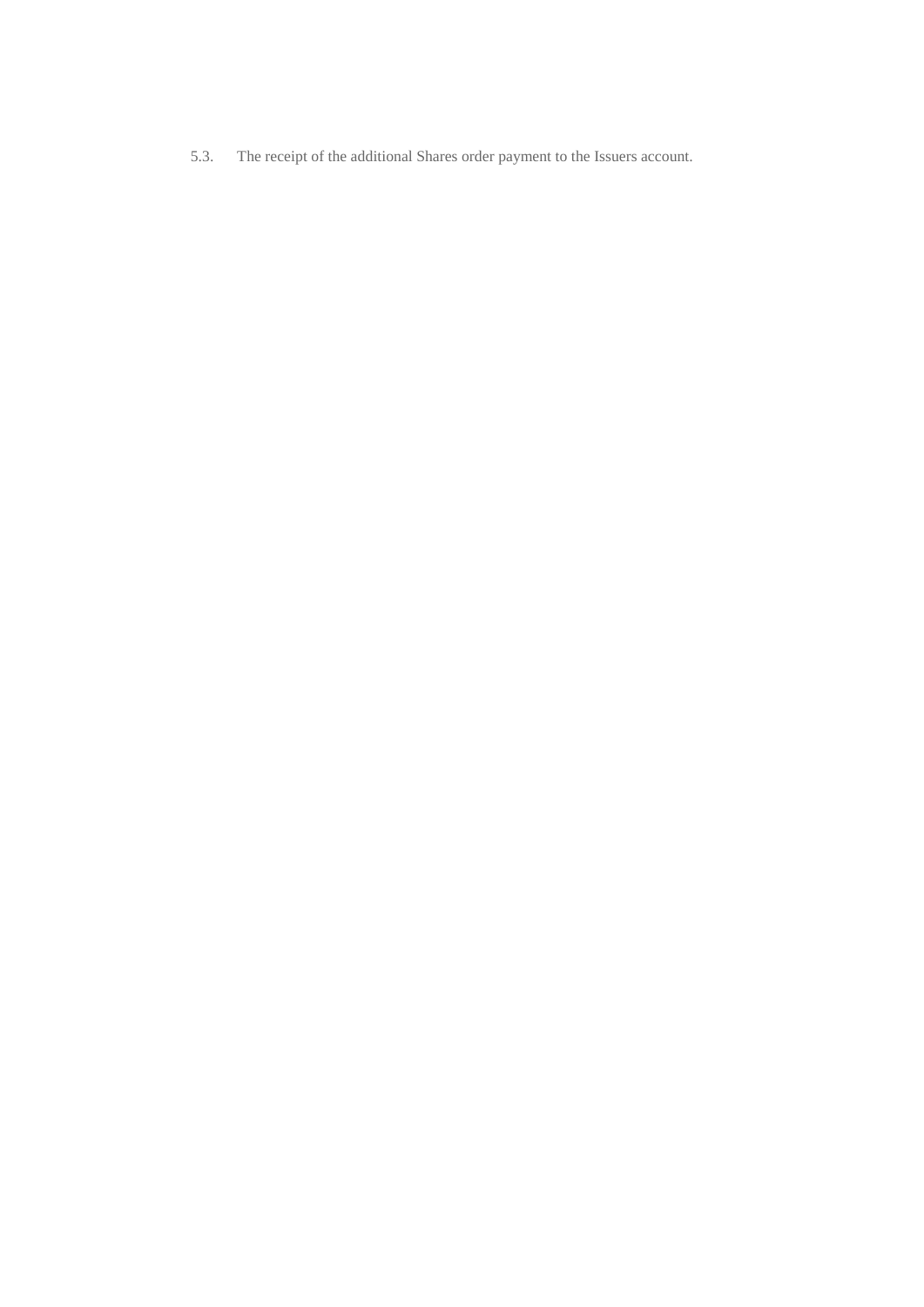5.3. The receipt of the additional Shares order payment to the Issuers account.